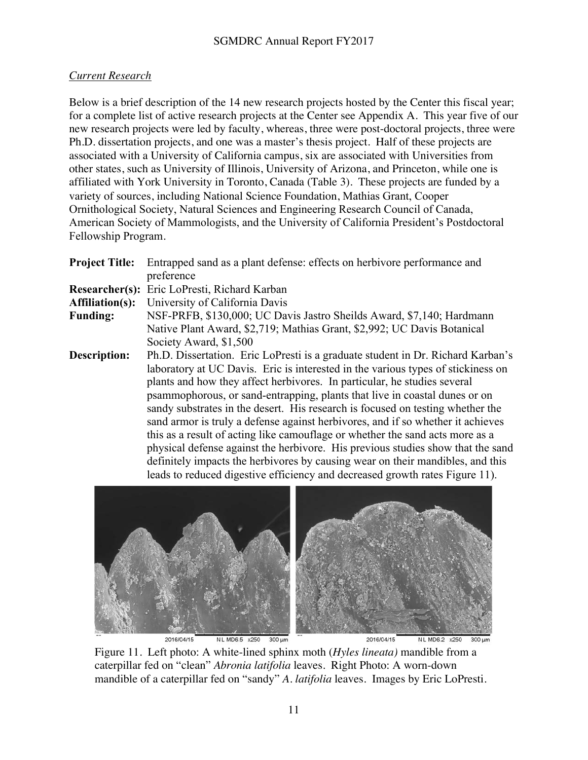*Current Research*

Below is a brief description of the 14 new research projects hosted by the Center this fiscal year; for a complete list of active research projects at the Center see Appendix A. This year five of our new research projects were led by faculty, whereas, three were post-doctoral projects, three were Ph.D. dissertation projects, and one was a master's thesis project. Half of these projects are associated with a University of California campus, six are associated with Universities from other states, such as University of Illinois, University of Arizona, and Princeton, while one is affiliated with York University in Toronto, Canada (Table 3). These projects are funded by a variety of sources, including National Science Foundation, Mathias Grant, Cooper Ornithological Society, Natural Sciences and Engineering Research Council of Canada, American Society of Mammologists, and the University of California President's Postdoctoral Fellowship Program.

**Project Title:** Entrapped sand as a plant defense: effects on herbivore performance and preference

**Researcher(s):** Eric LoPresti, Richard Karban

**Affiliation(s):** University of California Davis

**Funding:** NSF-PRFB, $130,000; UC Davis Jastro Sheilds Award, $7,140; Hardmann Native Plant Award, $2,719; Mathias Grant, $2,992; UC Davis Botanical Society Award, $1,500

**Description:** Ph.D. Dissertation. Eric LoPresti is a graduate student in Dr. Richard Karban's laboratory at UC Davis. Eric is interested in the various types of stickiness on plants and how they affect herbivores. In particular, he studies several psammophorous, or sand-entrapping, plants that live in coastal dunes or on sandy substrates in the desert. His research is focused on testing whether the sand armor is truly a defense against herbivores, and if so whether it achieves this as a result of acting like camouflage or whether the sand acts more as a physical defense against the herbivore. His previous studies show that the sand definitely impacts the herbivores by causing wear on their mandibles, and this leads to reduced digestive efficiency and decreased growth rates Figure 11).

2016/04/15 NL MD6.5 x250 300 µm

2016/04/15 NL MD6.2 x250 300 µm

Figure 11. Left photo: A white-lined sphinx moth (*Hyles lineata)* mandible from a caterpillar fed on "clean" *Abronia latifolia* leaves. Right Photo: A worn-down mandible of a caterpillar fed on "sandy" *A. latifolia* leaves. Images by Eric LoPresti.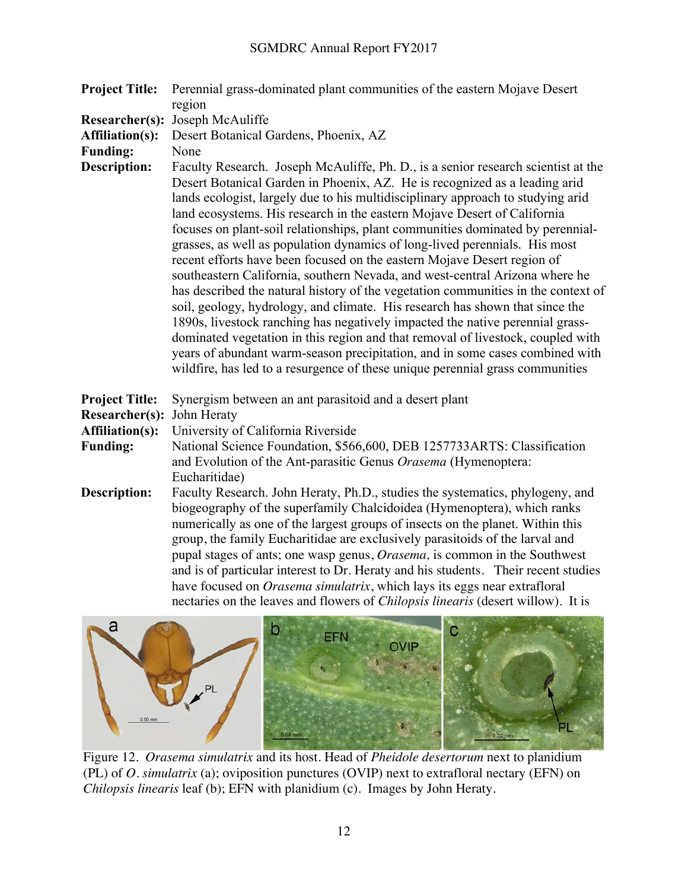**Project Title:** Perennial grass-dominated plant communities of the eastern Mojave Desert region

**Researcher(s):** Joseph McAuliffe

**Affiliation(s):** Desert Botanical Gardens, Phoenix, AZ

**Funding:** None

**Description:** Faculty Research. Joseph McAuliffe, Ph. D., is a senior research scientist at the Desert Botanical Garden in Phoenix, AZ. He is recognized as a leading arid lands ecologist, largely due to his multidisciplinary approach to studying arid land ecosystems. His research in the eastern Mojave Desert of California focuses on plant-soil relationships, plant communities dominated by perennial-grasses, as well as population dynamics of long-lived perennials. His most recent efforts have been focused on the eastern Mojave Desert region of southeastern California, southern Nevada, and west-central Arizona where he has described the natural history of the vegetation communities in the context of soil, geology, hydrology, and climate. His research has shown that since the 1890s, livestock ranching has negatively impacted the native perennial grass-dominated vegetation in this region and that removal of livestock, coupled with years of abundant warm-season precipitation, and in some cases combined with wildfire, has led to a resurgence of these unique perennial grass communities

**Project Title:** Synergism between an ant parasitoid and a desert plant

**Researcher(s):** John Heraty

**Affiliation(s):** University of California Riverside

**Funding:** National Science Foundation, $566,600, DEB 1257733ARTS: Classification and Evolution of the Ant-parasitic Genus *Orasema* (Hymenoptera: Eucharitidae)

**Description:** Faculty Research. John Heraty, Ph.D., studies the systematics, phylogeny, and biogeography of the superfamily Chalcidoidea (Hymenoptera), which ranks numerically as one of the largest groups of insects on the planet. Within this group, the family Eucharitidae are exclusively parasitoids of the larval and pupal stages of ants; one wasp genus, *Orasema,* is common in the Southwest and is of particular interest to Dr. Heraty and his students. Their recent studies have focused on *Orasema simulatrix*, which lays its eggs near extrafloral nectaries on the leaves and flowers of *Chilopsis linearis* (desert willow). It is

Figure 12. *Orasema simulatrix* and its host. Head of *Pheidole desertorum* next to planidium (PL) of *O. simulatrix* (a); oviposition punctures (OVIP) next to extrafloral nectary (EFN) on *Chilopsis linearis* leaf (b); EFN with planidium (c). Images by John Heraty.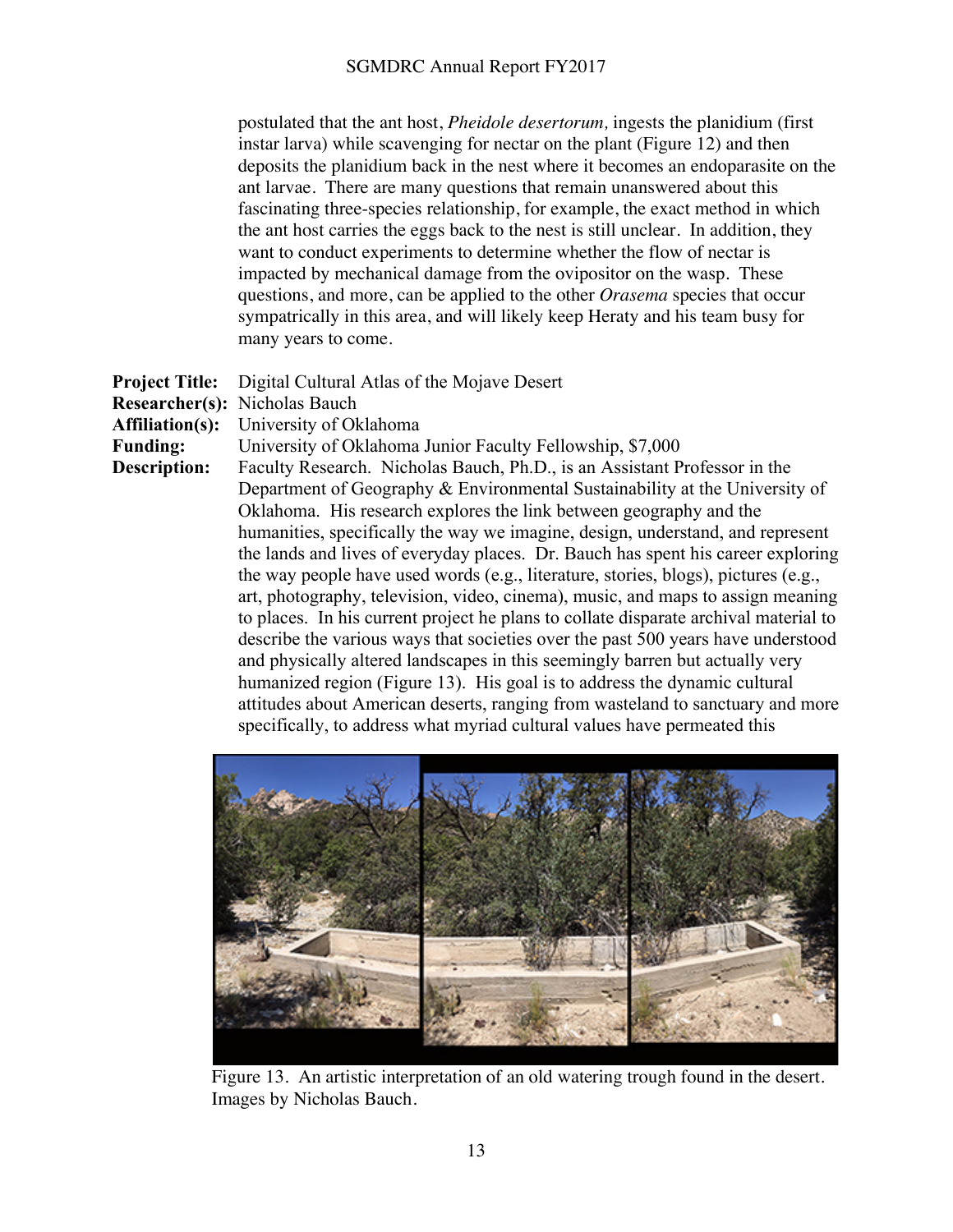postulated that the ant host, *Pheidole desertorum,* ingests the planidium (first instar larva) while scavenging for nectar on the plant (Figure 12) and then deposits the planidium back in the nest where it becomes an endoparasite on the ant larvae. There are many questions that remain unanswered about this fascinating three-species relationship, for example, the exact method in which the ant host carries the eggs back to the nest is still unclear. In addition, they want to conduct experiments to determine whether the flow of nectar is impacted by mechanical damage from the ovipositor on the wasp. These questions, and more, can be applied to the other *Orasema* species that occur sympatrically in this area, and will likely keep Heraty and his team busy for many years to come.

**Project Title:** Digital Cultural Atlas of the Mojave Desert
**Researcher(s):** Nicholas Bauch
**Affiliation(s):** University of Oklahoma
**Funding:** University of Oklahoma Junior Faculty Fellowship, $7,000
**Description:** Faculty Research. Nicholas Bauch, Ph.D., is an Assistant Professor in the Department of Geography & Environmental Sustainability at the University of Oklahoma. His research explores the link between geography and the humanities, specifically the way we imagine, design, understand, and represent the lands and lives of everyday places. Dr. Bauch has spent his career exploring the way people have used words (e.g., literature, stories, blogs), pictures (e.g., art, photography, television, video, cinema), music, and maps to assign meaning to places. In his current project he plans to collate disparate archival material to describe the various ways that societies over the past 500 years have understood and physically altered landscapes in this seemingly barren but actually very humanized region (Figure 13). His goal is to address the dynamic cultural attitudes about American deserts, ranging from wasteland to sanctuary and more specifically, to address what myriad cultural values have permeated this

Figure 13. An artistic interpretation of an old watering trough found in the desert. Images by Nicholas Bauch.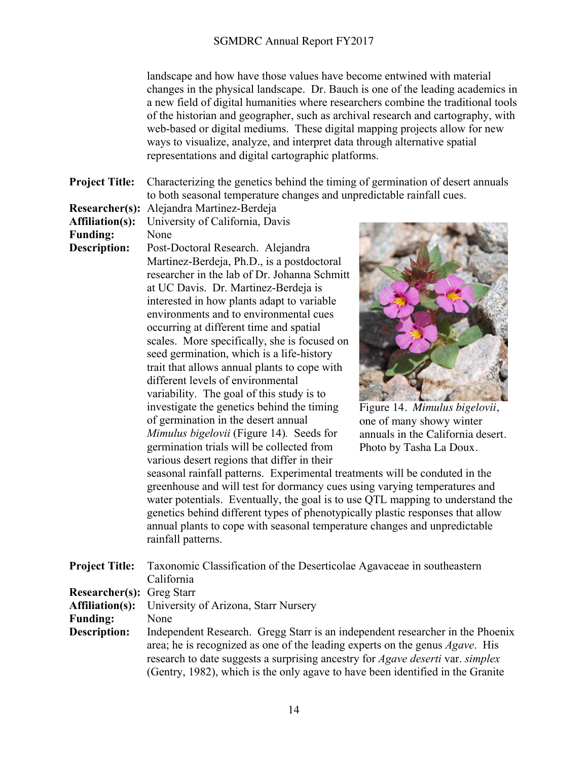landscape and how have those values have become entwined with material changes in the physical landscape. Dr. Bauch is one of the leading academics in a new field of digital humanities where researchers combine the traditional tools of the historian and geographer, such as archival research and cartography, with web-based or digital mediums. These digital mapping projects allow for new ways to visualize, analyze, and interpret data through alternative spatial representations and digital cartographic platforms.

**Project Title:** Characterizing the genetics behind the timing of germination of desert annuals to both seasonal temperature changes and unpredictable rainfall cues.
**Researcher(s):** Alejandra Martinez-Berdeja
**Affiliation(s):** University of California, Davis
**Funding:** None
**Description:** Post-Doctoral Research. Alejandra Martinez-Berdeja, Ph.D., is a postdoctoral researcher in the lab of Dr. Johanna Schmitt at UC Davis. Dr. Martinez-Berdeja is interested in how plants adapt to variable environments and to environmental cues occurring at different time and spatial scales. More specifically, she is focused on seed germination, which is a life-history trait that allows annual plants to cope with different levels of environmental variability. The goal of this study is to investigate the genetics behind the timing of germination in the desert annual *Mimulus bigelovii* (Figure 14). Seeds for germination trials will be collected from various desert regions that differ in their seasonal rainfall patterns. Experimental treatments will be conduted in the greenhouse and will test for dormancy cues using varying temperatures and water potentials. Eventually, the goal is to use QTL mapping to understand the genetics behind different types of phenotypically plastic responses that allow annual plants to cope with seasonal temperature changes and unpredictable rainfall patterns.

Figure 14. *Mimulus bigelovii*, one of many showy winter annuals in the California desert. Photo by Tasha La Doux.

**Project Title:** Taxonomic Classification of the Deserticolae Agavaceae in southeastern California
**Researcher(s):** Greg Starr
**Affiliation(s):** University of Arizona, Starr Nursery
**Funding:** None
**Description:** Independent Research. Gregg Starr is an independent researcher in the Phoenix area; he is recognized as one of the leading experts on the genus *Agave*. His research to date suggests a surprising ancestry for *Agave deserti* var. *simplex* (Gentry, 1982), which is the only agave to have been identified in the Granite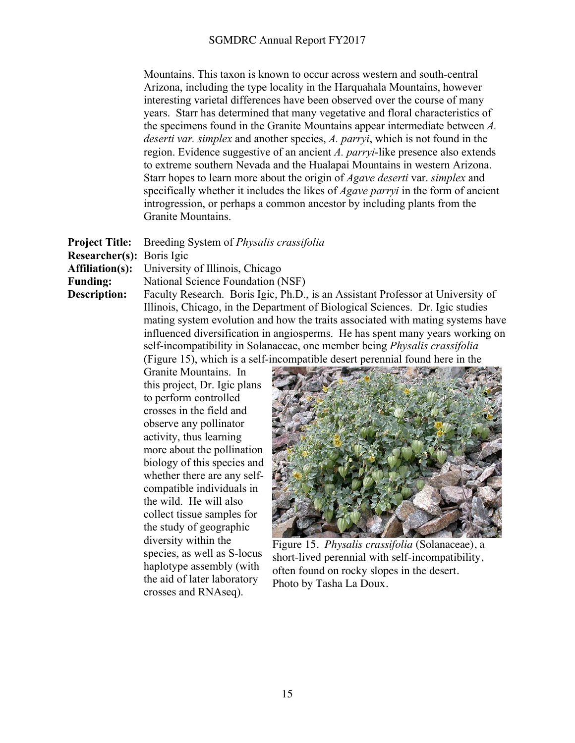Mountains. This taxon is known to occur across western and south-central Arizona, including the type locality in the Harquahala Mountains, however interesting varietal differences have been observed over the course of many years. Starr has determined that many vegetative and floral characteristics of the specimens found in the Granite Mountains appear intermediate between *A. deserti var. simplex* and another species, *A. parryi*, which is not found in the region. Evidence suggestive of an ancient *A. parryi*-like presence also extends to extreme southern Nevada and the Hualapai Mountains in western Arizona. Starr hopes to learn more about the origin of *Agave deserti* var. *simplex* and specifically whether it includes the likes of *Agave parryi* in the form of ancient introgression, or perhaps a common ancestor by including plants from the Granite Mountains.

**Project Title:** Breeding System of *Physalis crassifolia*
**Researcher(s):** Boris Igic
**Affiliation(s):** University of Illinois, Chicago
**Funding:** National Science Foundation (NSF)
**Description:** Faculty Research. Boris Igic, Ph.D., is an Assistant Professor at University of Illinois, Chicago, in the Department of Biological Sciences. Dr. Igic studies mating system evolution and how the traits associated with mating systems have influenced diversification in angiosperms. He has spent many years working on self-incompatibility in Solanaceae, one member being *Physalis crassifolia* (Figure 15), which is a self-incompatible desert perennial found here in the Granite Mountains. In this project, Dr. Igic plans to perform controlled crosses in the field and observe any pollinator activity, thus learning more about the pollination biology of this species and whether there are any self-compatible individuals in the wild. He will also collect tissue samples for the study of geographic diversity within the species, as well as S-locus haplotype assembly (with the aid of later laboratory crosses and RNAseq).

Figure 15. *Physalis crassifolia* (Solanaceae), a short-lived perennial with self-incompatibility, often found on rocky slopes in the desert. Photo by Tasha La Doux.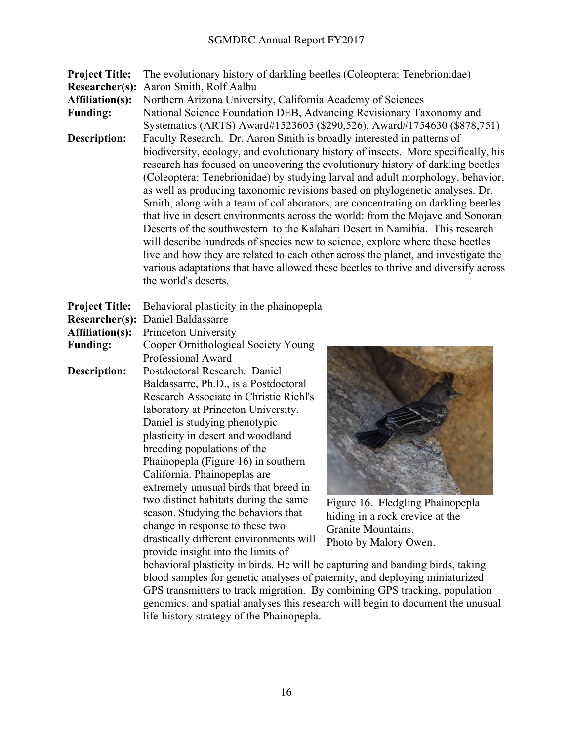**Project Title:** The evolutionary history of darkling beetles (Coleoptera: Tenebrionidae)
**Researcher(s):** Aaron Smith, Rolf Aalbu
**Affiliation(s):** Northern Arizona University, California Academy of Sciences
**Funding:** National Science Foundation DEB, Advancing Revisionary Taxonomy and Systematics (ARTS) Award#1523605 ($290,526), Award#1754630 ($878,751)
**Description:** Faculty Research. Dr. Aaron Smith is broadly interested in patterns of biodiversity, ecology, and evolutionary history of insects. More specifically, his research has focused on uncovering the evolutionary history of darkling beetles (Coleoptera: Tenebrionidae) by studying larval and adult morphology, behavior, as well as producing taxonomic revisions based on phylogenetic analyses. Dr. Smith, along with a team of collaborators, are concentrating on darkling beetles that live in desert environments across the world: from the Mojave and Sonoran Deserts of the southwestern to the Kalahari Desert in Namibia. This research will describe hundreds of species new to science, explore where these beetles live and how they are related to each other across the planet, and investigate the various adaptations that have allowed these beetles to thrive and diversify across the world's deserts.

**Project Title:** Behavioral plasticity in the phainopepla
**Researcher(s):** Daniel Baldassarre
**Affiliation(s):** Princeton University
**Funding:** Cooper Ornithological Society Young Professional Award
**Description:** Postdoctoral Research. Daniel Baldassarre, Ph.D., is a Postdoctoral Research Associate in Christie Riehl's laboratory at Princeton University. Daniel is studying phenotypic plasticity in desert and woodland breeding populations of the Phainopepla (Figure 16) in southern California. Phainopeplas are extremely unusual birds that breed in two distinct habitats during the same season. Studying the behaviors that change in response to these two drastically different environments will provide insight into the limits of behavioral plasticity in birds. He will be capturing and banding birds, taking blood samples for genetic analyses of paternity, and deploying miniaturized GPS transmitters to track migration. By combining GPS tracking, population genomics, and spatial analyses this research will begin to document the unusual life-history strategy of the Phainopepla.

Figure 16. Fledgling Phainopepla hiding in a rock crevice at the Granite Mountains. Photo by Malory Owen.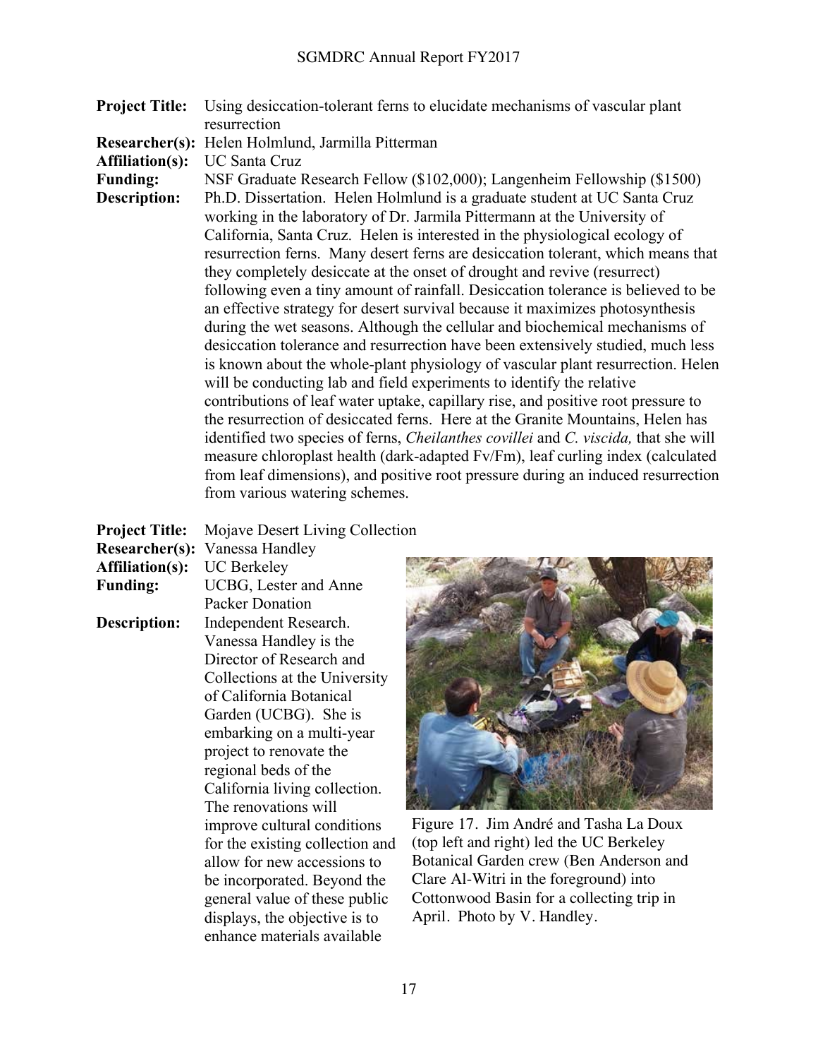**Project Title:** Using desiccation-tolerant ferns to elucidate mechanisms of vascular plant resurrection

**Researcher(s):** Helen Holmlund, Jarmilla Pitterman

**Affiliation(s):** UC Santa Cruz

**Funding:** NSF Graduate Research Fellow ($102,000); Langenheim Fellowship ($1500)

**Description:** Ph.D. Dissertation. Helen Holmlund is a graduate student at UC Santa Cruz working in the laboratory of Dr. Jarmila Pittermann at the University of California, Santa Cruz. Helen is interested in the physiological ecology of resurrection ferns. Many desert ferns are desiccation tolerant, which means that they completely desiccate at the onset of drought and revive (resurrect) following even a tiny amount of rainfall. Desiccation tolerance is believed to be an effective strategy for desert survival because it maximizes photosynthesis during the wet seasons. Although the cellular and biochemical mechanisms of desiccation tolerance and resurrection have been extensively studied, much less is known about the whole-plant physiology of vascular plant resurrection. Helen will be conducting lab and field experiments to identify the relative contributions of leaf water uptake, capillary rise, and positive root pressure to the resurrection of desiccated ferns. Here at the Granite Mountains, Helen has identified two species of ferns, *Cheilanthes covillei* and *C. viscida,* that she will measure chloroplast health (dark-adapted Fv/Fm), leaf curling index (calculated from leaf dimensions), and positive root pressure during an induced resurrection from various watering schemes.

**Project Title:** Mojave Desert Living Collection

**Researcher(s):** Vanessa Handley

**Affiliation(s):** UC Berkeley

**Funding:** UCBG, Lester and Anne Packer Donation

**Description:** Independent Research. Vanessa Handley is the Director of Research and Collections at the University of California Botanical Garden (UCBG). She is embarking on a multi-year project to renovate the regional beds of the California living collection. The renovations will improve cultural conditions for the existing collection and allow for new accessions to be incorporated. Beyond the general value of these public displays, the objective is to enhance materials available

Figure 17. Jim André and Tasha La Doux (top left and right) led the UC Berkeley Botanical Garden crew (Ben Anderson and Clare Al-Witri in the foreground) into Cottonwood Basin for a collecting trip in April. Photo by V. Handley.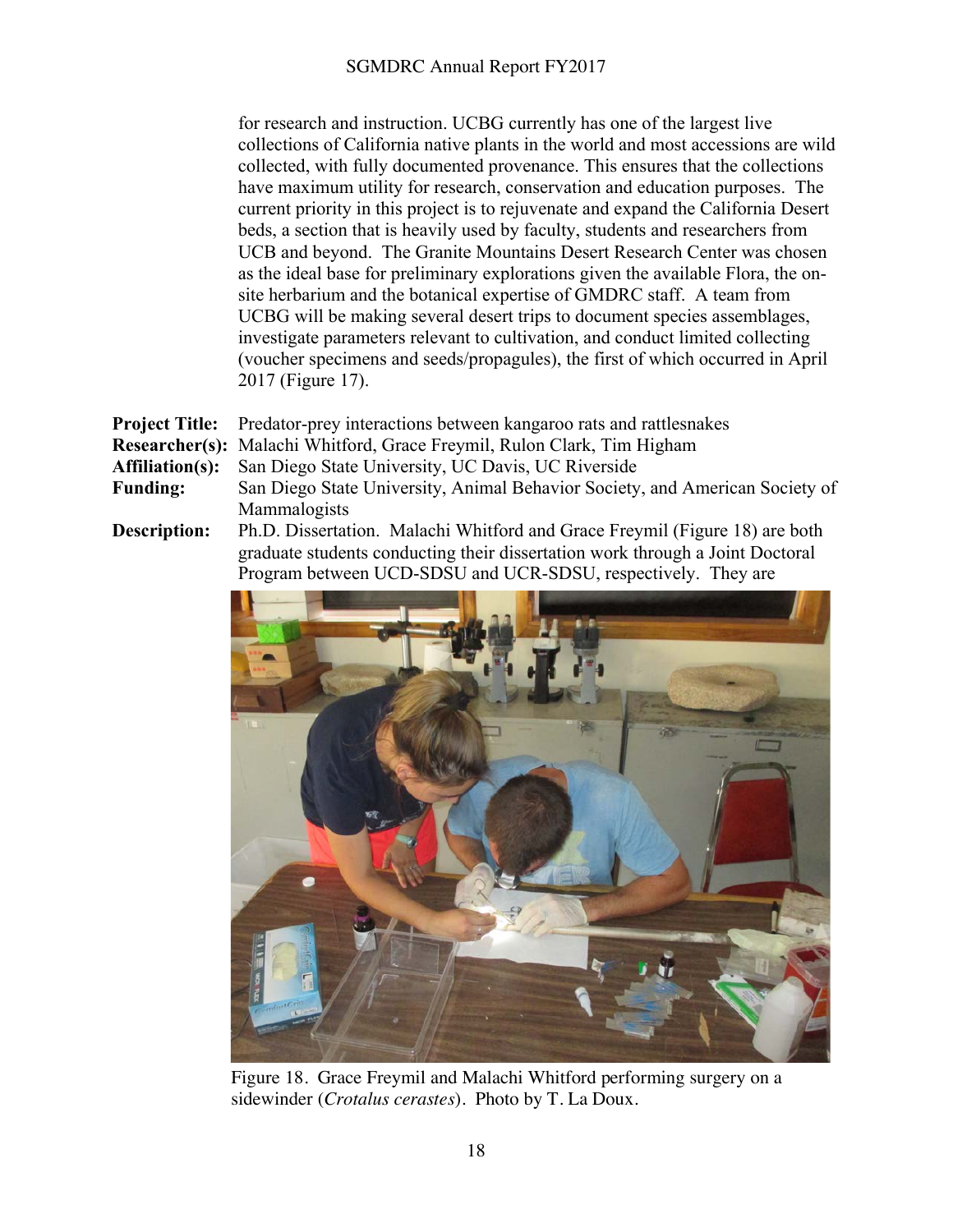for research and instruction. UCBG currently has one of the largest live collections of California native plants in the world and most accessions are wild collected, with fully documented provenance. This ensures that the collections have maximum utility for research, conservation and education purposes. The current priority in this project is to rejuvenate and expand the California Desert beds, a section that is heavily used by faculty, students and researchers from UCB and beyond. The Granite Mountains Desert Research Center was chosen as the ideal base for preliminary explorations given the available Flora, the on-site herbarium and the botanical expertise of GMDRC staff. A team from UCBG will be making several desert trips to document species assemblages, investigate parameters relevant to cultivation, and conduct limited collecting (voucher specimens and seeds/propagules), the first of which occurred in April 2017 (Figure 17).

**Project Title:** Predator-prey interactions between kangaroo rats and rattlesnakes
**Researcher(s):** Malachi Whitford, Grace Freymil, Rulon Clark, Tim Higham
**Affiliation(s):** San Diego State University, UC Davis, UC Riverside
**Funding:** San Diego State University, Animal Behavior Society, and American Society of Mammalogists
**Description:** Ph.D. Dissertation. Malachi Whitford and Grace Freymil (Figure 18) are both graduate students conducting their dissertation work through a Joint Doctoral Program between UCD-SDSU and UCR-SDSU, respectively. They are

Figure 18. Grace Freymil and Malachi Whitford performing surgery on a sidewinder (*Crotalus cerastes*). Photo by T. La Doux.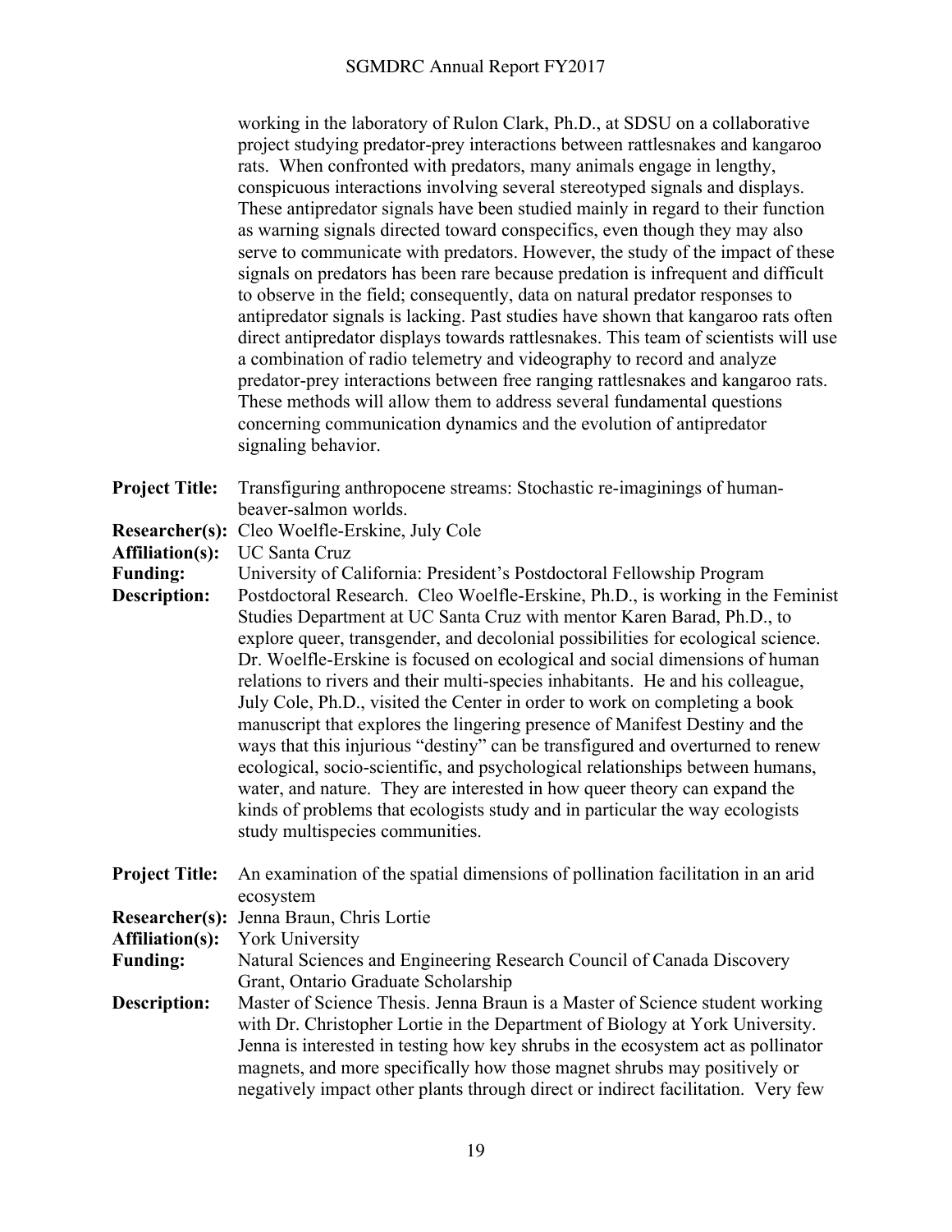working in the laboratory of Rulon Clark, Ph.D., at SDSU on a collaborative project studying predator-prey interactions between rattlesnakes and kangaroo rats. When confronted with predators, many animals engage in lengthy, conspicuous interactions involving several stereotyped signals and displays. These antipredator signals have been studied mainly in regard to their function as warning signals directed toward conspecifics, even though they may also serve to communicate with predators. However, the study of the impact of these signals on predators has been rare because predation is infrequent and difficult to observe in the field; consequently, data on natural predator responses to antipredator signals is lacking. Past studies have shown that kangaroo rats often direct antipredator displays towards rattlesnakes. This team of scientists will use a combination of radio telemetry and videography to record and analyze predator-prey interactions between free ranging rattlesnakes and kangaroo rats. These methods will allow them to address several fundamental questions concerning communication dynamics and the evolution of antipredator signaling behavior.

**Project Title:** Transfiguring anthropocene streams: Stochastic re-imaginings of human-beaver-salmon worlds.

**Researcher(s):** Cleo Woelfle-Erskine, July Cole

**Affiliation(s):** UC Santa Cruz

**Funding:** University of California: President's Postdoctoral Fellowship Program

**Description:** Postdoctoral Research. Cleo Woelfle-Erskine, Ph.D., is working in the Feminist Studies Department at UC Santa Cruz with mentor Karen Barad, Ph.D., to explore queer, transgender, and decolonial possibilities for ecological science. Dr. Woelfle-Erskine is focused on ecological and social dimensions of human relations to rivers and their multi-species inhabitants. He and his colleague, July Cole, Ph.D., visited the Center in order to work on completing a book manuscript that explores the lingering presence of Manifest Destiny and the ways that this injurious "destiny" can be transfigured and overturned to renew ecological, socio-scientific, and psychological relationships between humans, water, and nature. They are interested in how queer theory can expand the kinds of problems that ecologists study and in particular the way ecologists study multispecies communities.

**Project Title:** An examination of the spatial dimensions of pollination facilitation in an arid ecosystem

**Researcher(s):** Jenna Braun, Chris Lortie

**Affiliation(s):** York University

**Funding:** Natural Sciences and Engineering Research Council of Canada Discovery Grant, Ontario Graduate Scholarship

**Description:** Master of Science Thesis. Jenna Braun is a Master of Science student working with Dr. Christopher Lortie in the Department of Biology at York University. Jenna is interested in testing how key shrubs in the ecosystem act as pollinator magnets, and more specifically how those magnet shrubs may positively or negatively impact other plants through direct or indirect facilitation. Very few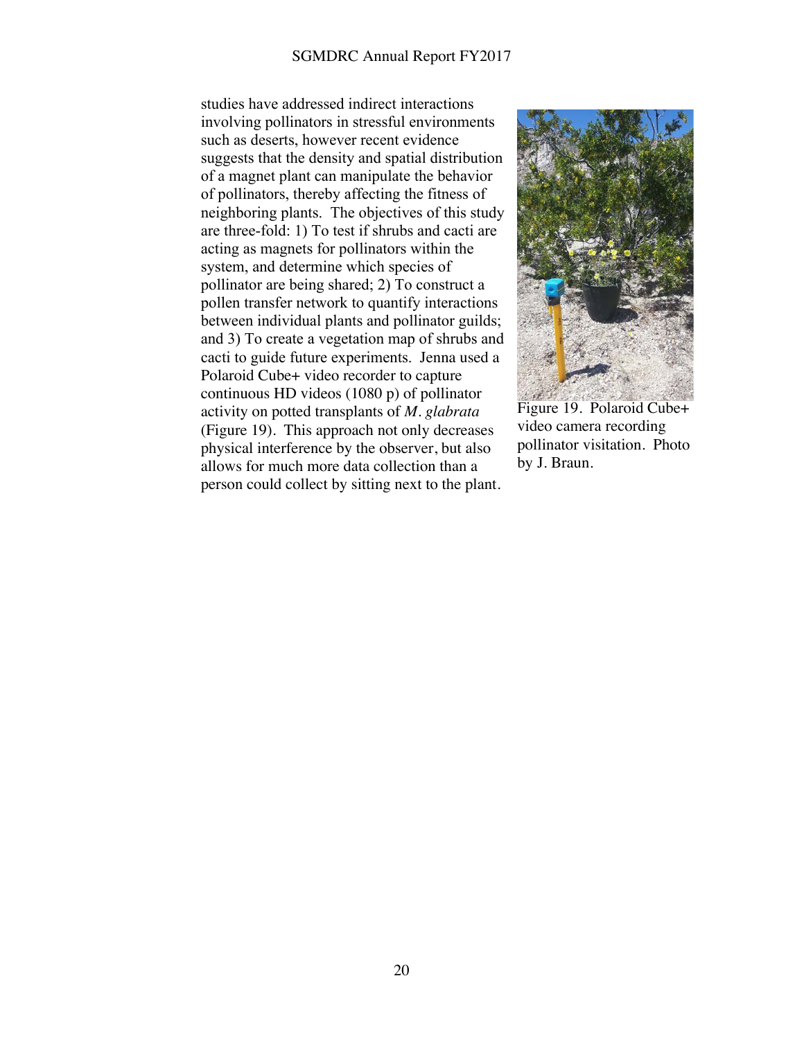studies have addressed indirect interactions involving pollinators in stressful environments such as deserts, however recent evidence suggests that the density and spatial distribution of a magnet plant can manipulate the behavior of pollinators, thereby affecting the fitness of neighboring plants. The objectives of this study are three-fold: 1) To test if shrubs and cacti are acting as magnets for pollinators within the system, and determine which species of pollinator are being shared; 2) To construct a pollen transfer network to quantify interactions between individual plants and pollinator guilds; and 3) To create a vegetation map of shrubs and cacti to guide future experiments. Jenna used a Polaroid Cube+ video recorder to capture continuous HD videos (1080 p) of pollinator activity on potted transplants of *M. glabrata* (Figure 19). This approach not only decreases physical interference by the observer, but also allows for much more data collection than a person could collect by sitting next to the plant.

Figure 19. Polaroid Cube+ video camera recording pollinator visitation. Photo by J. Braun.